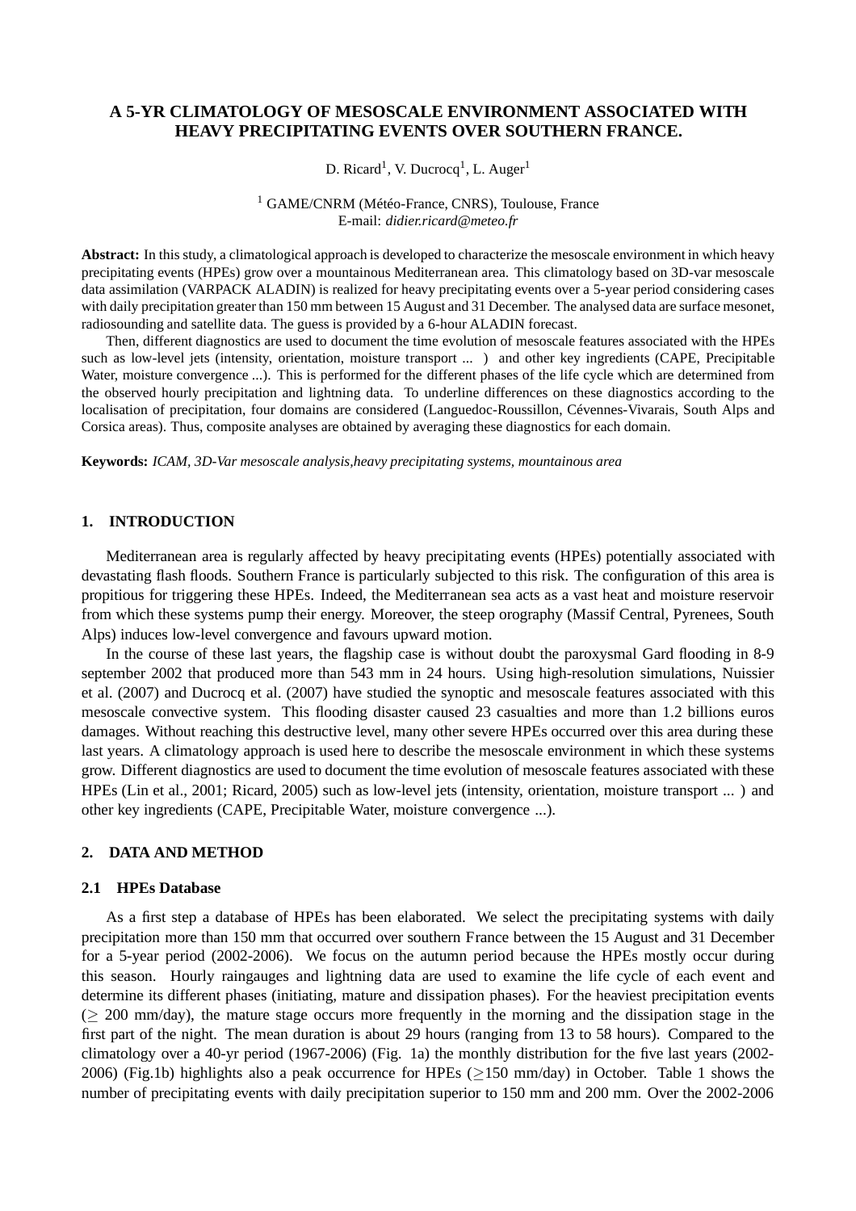# A 5-YR CLIMATOLOGY OF MESOSCALE ENVIRONMENT ASSOCIATED WITH HEAVY PRECIPITATING EVENTS OVER SOUTHERN FRANCE.

D. Ricard[1], V. Ducrocq[1], L. Auger[1]

[1] GAME/CNRM (Météo-France, CNRS), Toulouse, France
E-mail: *didier.ricard@meteo.fr*

**Abstract:** In this study, a climatological approach is developed to characterize the mesoscale environment in which heavy precipitating events (HPEs) grow over a mountainous Mediterranean area. This climatology based on 3D-var mesoscale data assimilation (VARPACK ALADIN) is realized for heavy precipitating events over a 5-year period considering cases with daily precipitation greater than 150 mm between 15 August and 31 December. The analysed data are surface mesonet, radiosounding and satellite data. The guess is provided by a 6-hour ALADIN forecast.

Then, different diagnostics are used to document the time evolution of mesoscale features associated with the HPEs such as low-level jets (intensity, orientation, moisture transport ... ) and other key ingredients (CAPE, Precipitable Water, moisture convergence ...). This is performed for the different phases of the life cycle which are determined from the observed hourly precipitation and lightning data. To underline differences on these diagnostics according to the localisation of precipitation, four domains are considered (Languedoc-Roussillon, Cévennes-Vivarais, South Alps and Corsica areas). Thus, composite analyses are obtained by averaging these diagnostics for each domain.

**Keywords:** *ICAM, 3D-Var mesoscale analysis,heavy precipitating systems, mountainous area*

## 1. INTRODUCTION

Mediterranean area is regularly affected by heavy precipitating events (HPEs) potentially associated with devastating flash floods. Southern France is particularly subjected to this risk. The configuration of this area is propitious for triggering these HPEs. Indeed, the Mediterranean sea acts as a vast heat and moisture reservoir from which these systems pump their energy. Moreover, the steep orography (Massif Central, Pyrenees, South Alps) induces low-level convergence and favours upward motion.

In the course of these last years, the flagship case is without doubt the paroxysmal Gard flooding in 8-9 september 2002 that produced more than 543 mm in 24 hours. Using high-resolution simulations, Nuissier et al. (2007) and Ducrocq et al. (2007) have studied the synoptic and mesoscale features associated with this mesoscale convective system. This flooding disaster caused 23 casualties and more than 1.2 billions euros damages. Without reaching this destructive level, many other severe HPEs occurred over this area during these last years. A climatology approach is used here to describe the mesoscale environment in which these systems grow. Different diagnostics are used to document the time evolution of mesoscale features associated with these HPEs (Lin et al., 2001; Ricard, 2005) such as low-level jets (intensity, orientation, moisture transport ... ) and other key ingredients (CAPE, Precipitable Water, moisture convergence ...).

## 2. DATA AND METHOD

### 2.1 HPEs Database

As a first step a database of HPEs has been elaborated. We select the precipitating systems with daily precipitation more than 150 mm that occurred over southern France between the 15 August and 31 December for a 5-year period (2002-2006). We focus on the autumn period because the HPEs mostly occur during this season. Hourly raingauges and lightning data are used to examine the life cycle of each event and determine its different phases (initiating, mature and dissipation phases). For the heaviest precipitation events ($\geq$ 200 mm/day), the mature stage occurs more frequently in the morning and the dissipation stage in the first part of the night. The mean duration is about 29 hours (ranging from 13 to 58 hours). Compared to the climatology over a 40-yr period (1967-2006) (Fig. 1a) the monthly distribution for the five last years (2002-2006) (Fig.1b) highlights also a peak occurrence for HPEs ($\geq$150 mm/day) in October. Table 1 shows the number of precipitating events with daily precipitation superior to 150 mm and 200 mm. Over the 2002-2006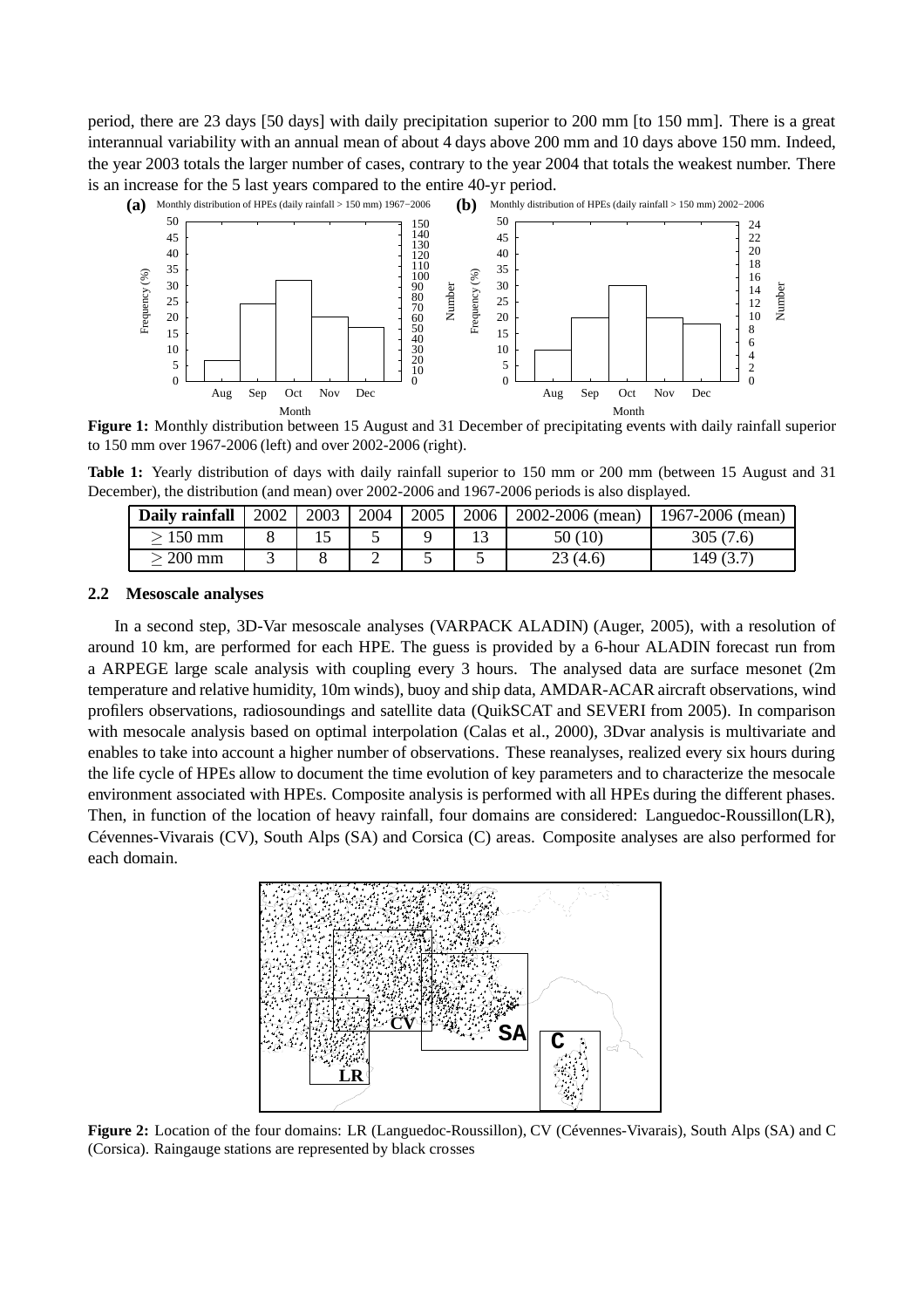period, there are 23 days [50 days] with daily precipitation superior to 200 mm [to 150 mm]. There is a great interannual variability with an annual mean of about 4 days above 200 mm and 10 days above 150 mm. Indeed, the year 2003 totals the larger number of cases, contrary to the year 2004 that totals the weakest number. There is an increase for the 5 last years compared to the entire 40-yr period.

**Figure 1:** Monthly distribution between 15 August and 31 December of precipitating events with daily rainfall superior to 150 mm over 1967-2006 (left) and over 2002-2006 (right).

**Table 1:** Yearly distribution of days with daily rainfall superior to 150 mm or 200 mm (between 15 August and 31 December), the distribution (and mean) over 2002-2006 and 1967-2006 periods is also displayed.

| Daily rainfall | 2002 | 2003 | 2004 | 2005 | 2006 | 2002-2006 (mean) | 1967-2006 (mean) |
|---|---|---|---|---|---|---|---|
| $\geq 150$ mm | 8 | 15 | 5 | 9 | 13 | 50 (10) | 305 (7.6) |
| $\geq 200$ mm | 3 | 8 | 2 | 5 | 5 | 23 (4.6) | 149 (3.7) |

### 2.2 Mesoscale analyses

In a second step, 3D-Var mesoscale analyses (VARPACK ALADIN) (Auger, 2005), with a resolution of around 10 km, are performed for each HPE. The guess is provided by a 6-hour ALADIN forecast run from a ARPEGE large scale analysis with coupling every 3 hours. The analysed data are surface mesonet (2m temperature and relative humidity, 10m winds), buoy and ship data, AMDAR-ACAR aircraft observations, wind profilers observations, radiosoundings and satellite data (QuikSCAT and SEVERI from 2005). In comparison with mesocale analysis based on optimal interpolation (Calas et al., 2000), 3Dvar analysis is multivariate and enables to take into account a higher number of observations. These reanalyses, realized every six hours during the life cycle of HPEs allow to document the time evolution of key parameters and to characterize the mesocale environment associated with HPEs. Composite analysis is performed with all HPEs during the different phases. Then, in function of the location of heavy rainfall, four domains are considered: Languedoc-Roussillon(LR), Cévennes-Vivarais (CV), South Alps (SA) and Corsica (C) areas. Composite analyses are also performed for each domain.

**Figure 2:** Location of the four domains: LR (Languedoc-Roussillon), CV (Cévennes-Vivarais), South Alps (SA) and C (Corsica). Raingauge stations are represented by black crosses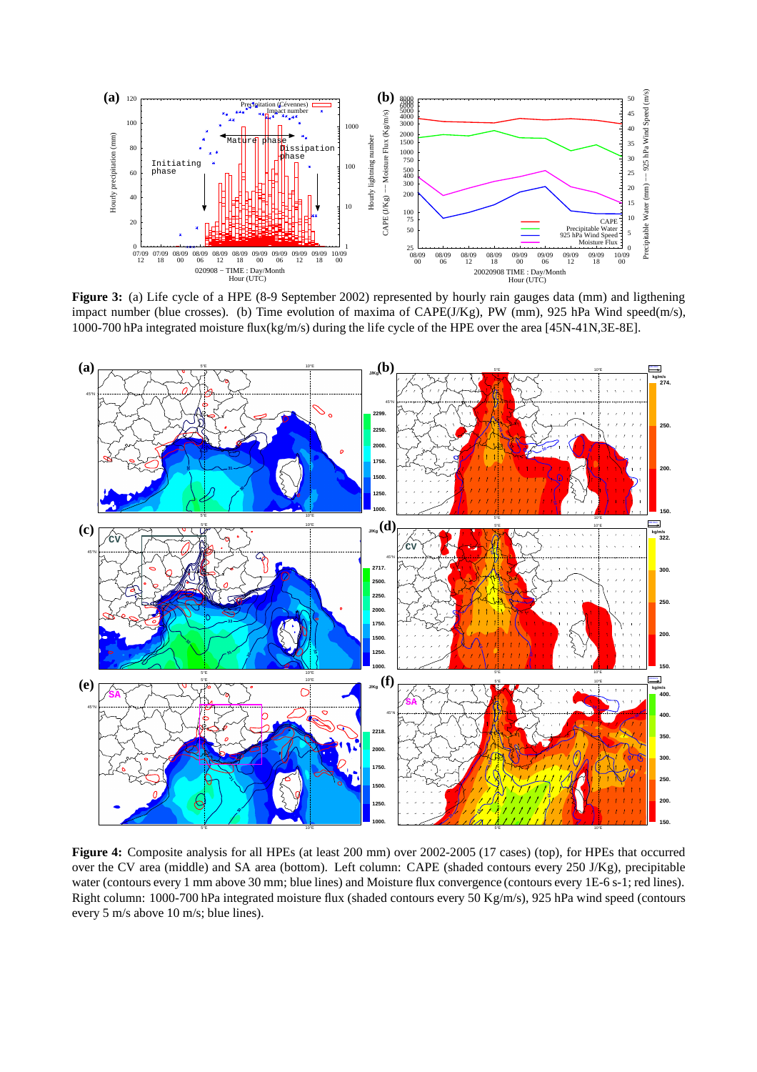**Figure 3:** (a) Life cycle of a HPE (8-9 September 2002) represented by hourly rain gauges data (mm) and ligthening impact number (blue crosses). (b) Time evolution of maxima of CAPE(J/Kg), PW (mm), 925 hPa Wind speed(m/s), 1000-700 hPa integrated moisture flux(kg/m/s) during the life cycle of the HPE over the area [45N-41N,3E-8E].

**Figure 4:** Composite analysis for all HPEs (at least 200 mm) over 2002-2005 (17 cases) (top), for HPEs that occurred over the CV area (middle) and SA area (bottom). Left column: CAPE (shaded contours every 250 J/Kg), precipitable water (contours every 1 mm above 30 mm; blue lines) and Moisture flux convergence (contours every 1E-6 s-1; red lines). Right column: 1000-700 hPa integrated moisture flux (shaded contours every 50 Kg/m/s), 925 hPa wind speed (contours every 5 m/s above 10 m/s; blue lines).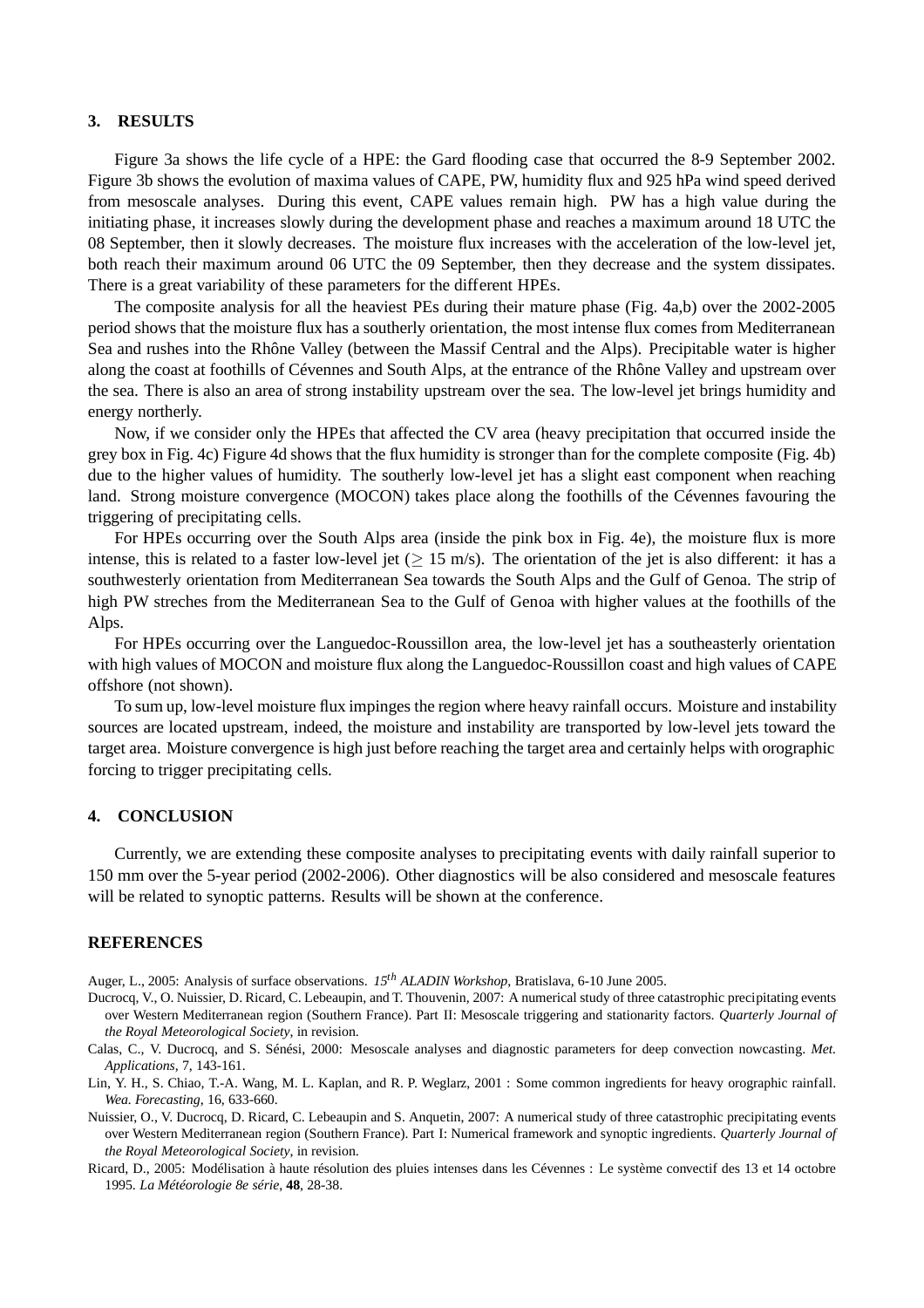## 3. RESULTS

Figure 3a shows the life cycle of a HPE: the Gard flooding case that occurred the 8-9 September 2002. Figure 3b shows the evolution of maxima values of CAPE, PW, humidity flux and 925 hPa wind speed derived from mesoscale analyses. During this event, CAPE values remain high. PW has a high value during the initiating phase, it increases slowly during the development phase and reaches a maximum around 18 UTC the 08 September, then it slowly decreases. The moisture flux increases with the acceleration of the low-level jet, both reach their maximum around 06 UTC the 09 September, then they decrease and the system dissipates. There is a great variability of these parameters for the different HPEs.

The composite analysis for all the heaviest PEs during their mature phase (Fig. 4a,b) over the 2002-2005 period shows that the moisture flux has a southerly orientation, the most intense flux comes from Mediterranean Sea and rushes into the Rhône Valley (between the Massif Central and the Alps). Precipitable water is higher along the coast at foothills of Cévennes and South Alps, at the entrance of the Rhône Valley and upstream over the sea. There is also an area of strong instability upstream over the sea. The low-level jet brings humidity and energy northerly.

Now, if we consider only the HPEs that affected the CV area (heavy precipitation that occurred inside the grey box in Fig. 4c) Figure 4d shows that the flux humidity is stronger than for the complete composite (Fig. 4b) due to the higher values of humidity. The southerly low-level jet has a slight east component when reaching land. Strong moisture convergence (MOCON) takes place along the foothills of the Cévennes favouring the triggering of precipitating cells.

For HPEs occurring over the South Alps area (inside the pink box in Fig. 4e), the moisture flux is more intense, this is related to a faster low-level jet ($\geq$ 15 m/s). The orientation of the jet is also different: it has a southwesterly orientation from Mediterranean Sea towards the South Alps and the Gulf of Genoa. The strip of high PW streches from the Mediterranean Sea to the Gulf of Genoa with higher values at the foothills of the Alps.

For HPEs occurring over the Languedoc-Roussillon area, the low-level jet has a southeasterly orientation with high values of MOCON and moisture flux along the Languedoc-Roussillon coast and high values of CAPE offshore (not shown).

To sum up, low-level moisture flux impinges the region where heavy rainfall occurs. Moisture and instability sources are located upstream, indeed, the moisture and instability are transported by low-level jets toward the target area. Moisture convergence is high just before reaching the target area and certainly helps with orographic forcing to trigger precipitating cells.

## 4. CONCLUSION

Currently, we are extending these composite analyses to precipitating events with daily rainfall superior to 150 mm over the 5-year period (2002-2006). Other diagnostics will be also considered and mesoscale features will be related to synoptic patterns. Results will be shown at the conference.

## REFERENCES

Auger, L., 2005: Analysis of surface observations. *15th ALADIN Workshop*, Bratislava, 6-10 June 2005.

Ducrocq, V., O. Nuissier, D. Ricard, C. Lebeaupin, and T. Thouvenin, 2007: A numerical study of three catastrophic precipitating events over Western Mediterranean region (Southern France). Part II: Mesoscale triggering and stationarity factors. *Quarterly Journal of the Royal Meteorological Society*, in revision.

Calas, C., V. Ducrocq, and S. Sénési, 2000: Mesoscale analyses and diagnostic parameters for deep convection nowcasting. *Met. Applications*, 7, 143-161.

Lin, Y. H., S. Chiao, T.-A. Wang, M. L. Kaplan, and R. P. Weglarz, 2001 : Some common ingredients for heavy orographic rainfall. *Wea. Forecasting*, 16, 633-660.

Nuissier, O., V. Ducrocq, D. Ricard, C. Lebeaupin and S. Anquetin, 2007: A numerical study of three catastrophic precipitating events over Western Mediterranean region (Southern France). Part I: Numerical framework and synoptic ingredients. *Quarterly Journal of the Royal Meteorological Society*, in revision.

Ricard, D., 2005: Modélisation à haute résolution des pluies intenses dans les Cévennes : Le système convectif des 13 et 14 octobre 1995. *La Météorologie 8e série*, **48**, 28-38.